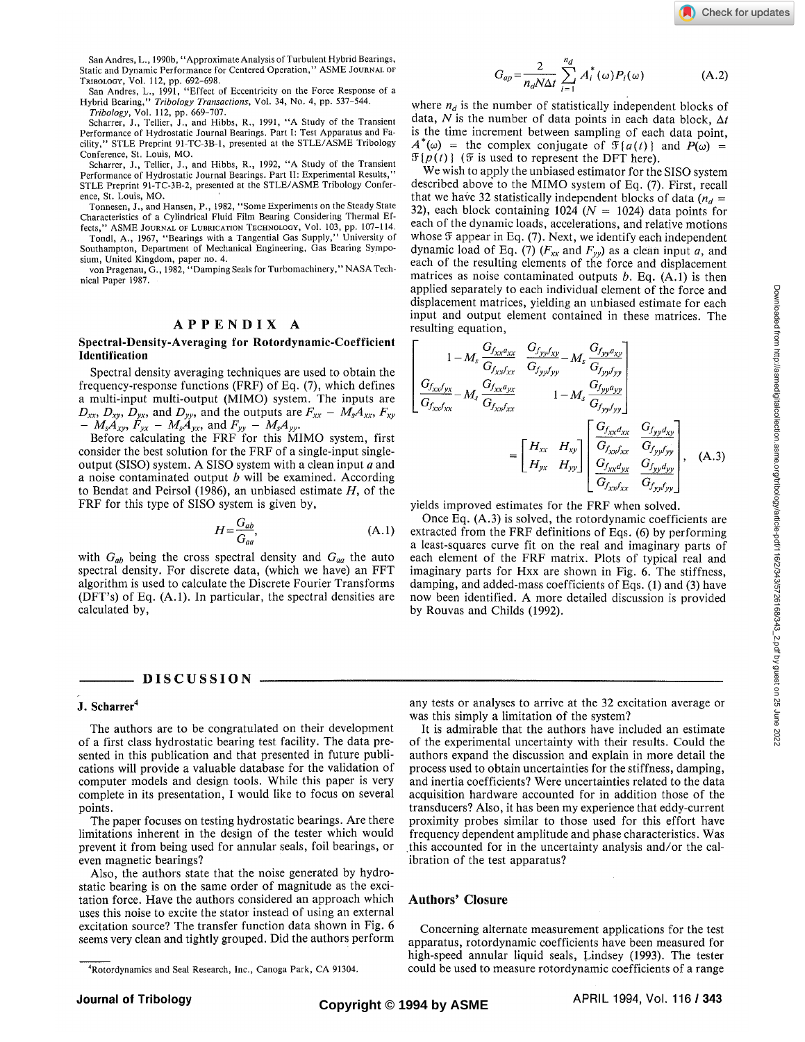San Andres, L., 1990b, "Approximate Analysis of Turbulent Hybrid Bearings, Static and Dynamic Performance for Centered Operation," ASME JOURNAL OF TRIBOLOGY, Vol. 112, pp. 692–698.

San Andres, L., 1991, "Effect of Eccentricity on the Force Response of a Hybrid Bearing," *Tribology Transactions*, Vol. 34, No. 4, pp. 537–544.

*Tribology*, Vol. 112, pp. 669–707.

Scharrer, J., Tellier, J., and Hibbs, R., 1991, "A Study of the Transient Performance of Hydrostatic Journal Bearings. Part I: Test Apparatus and Facility," STLE Preprint 91-TC-3B-1, presented at the STLE/ASME Tribology Conference, St. Louis, MO.

Scharrer, J., Tellier, J., and Hibbs, R., 1992, "A Study of the Transient Performance of Hydrostatic Journal Bearings. Part II: Experimental Results," STLE Preprint 91-TC-3B-2, presented at the STLE/ASME Tribology Conference, St. Louis, MO.

Tonnesen, J., and Hansen, P., 1982, "Some Experiments on the Steady State Characteristics of a Cylindrical Fluid Film Bearing Considering Thermal Effects," ASME JOURNAL OF LUBRICATION TECHNOLOGY, Vol. 103, pp. 107–114.

Tondl, A., 1967, "Bearings with a Tangential Gas Supply," University of Southampton, Department of Mechanical Engineering, Gas Bearing Symposium, United Kingdom, paper no. 4.

von Pragenau, G., 1982, "Damping Seals for Turbomachinery," NASA Technical Paper 1987.

## APPENDIX A

### Spectral-Density-Averaging for Rotordynamic-Coefficient Identification

Spectral density averaging techniques are used to obtain the frequency-response functions (FRF) of Eq. (7), which defines a multi-input multi-output (MIMO) system. The inputs are $D_{xx}$, $D_{xy}$, $D_{yx}$, and $D_{yy}$, and the outputs are $F_{xx} - M_sA_{xx}$, $F_{xy} - M_sA_{xy}$, $F_{yx} - M_sA_{yx}$, and $F_{yy} - M_sA_{yy}$.

Before calculating the FRF for this MIMO system, first consider the best solution for the FRF of a single-input single-output (SISO) system. A SISO system with a clean input $a$ and a noise contaminated output $b$ will be examined. According to Bendat and Peirsol (1986), an unbiased estimate $H$, of the FRF for this type of SISO system is given by,

$$H = \frac{G_{ab}}{G_{aa}}, \tag{A.1}$$

with $G_{ab}$ being the cross spectral density and $G_{aa}$ the auto spectral density. For discrete data, (which we have) an FFT algorithm is used to calculate the Discrete Fourier Transforms (DFT's) of Eq. (A.1). In particular, the spectral densities are calculated by,

$$G_{ap} = \frac{2}{n_d N \Delta t} \sum_{i=1}^{n_d} A_i^*(\omega) P_i(\omega) \tag{A.2}$$

where $n_d$ is the number of statistically independent blocks of data, $N$ is the number of data points in each data block, $\Delta t$ is the time increment between sampling of each data point, $A^*(\omega)$ = the complex conjugate of $\mathfrak{F}\{a(t)\}$ and $P(\omega) = \mathfrak{F}\{p(t)\}$ ($\mathfrak{F}$ is used to represent the DFT here).

We wish to apply the unbiased estimator for the SISO system described above to the MIMO system of Eq. (7). First, recall that we have 32 statistically independent blocks of data ($n_d$ = 32), each block containing 1024 ($N$ = 1024) data points for each of the dynamic loads, accelerations, and relative motions whose $\mathfrak{F}$ appear in Eq. (7). Next, we identify each independent dynamic load of Eq. (7) ($F_{xx}$ and $F_{yy}$) as a clean input $a$, and each of the resulting elements of the force and displacement matrices as noise contaminated outputs $b$. Eq. (A.1) is then applied separately to each individual element of the force and displacement matrices, yielding an unbiased estimate for each input and output element contained in these matrices. The resulting equation,

$$\begin{bmatrix} 1 - M_s \dfrac{G_{f_{xx}a_{xx}}}{G_{f_{xx}f_{xx}}} & \dfrac{G_{f_{yy}f_{xy}}}{G_{f_{yy}f_{yy}}} - M_s \dfrac{G_{f_{yy}a_{xy}}}{G_{f_{yy}f_{yy}}} \\ \dfrac{G_{f_{xx}f_{yx}}}{G_{f_{xx}f_{xx}}} - M_s \dfrac{G_{f_{xx}a_{yx}}}{G_{f_{xx}f_{xx}}} & 1 - M_s \dfrac{G_{f_{yy}a_{yy}}}{G_{f_{yy}f_{yy}}} \end{bmatrix} = \begin{bmatrix} H_{xx} & H_{xy} \\ H_{yx} & H_{yy} \end{bmatrix} \begin{bmatrix} \dfrac{G_{f_{xx}d_{xx}}}{G_{f_{xx}f_{xx}}} & \dfrac{G_{f_{yy}d_{xy}}}{G_{f_{yy}f_{yy}}} \\ \dfrac{G_{f_{xx}d_{yx}}}{G_{f_{xx}f_{xx}}} & \dfrac{G_{f_{yy}d_{yy}}}{G_{f_{yy}f_{yy}}} \end{bmatrix}, \tag{A.3}$$

yields improved estimates for the FRF when solved.

Once Eq. (A.3) is solved, the rotordynamic coefficients are extracted from the FRF definitions of Eqs. (6) by performing a least-squares curve fit on the real and imaginary parts of each element of the FRF matrix. Plots of typical real and imaginary parts for Hxx are shown in Fig. 6. The stiffness, damping, and added-mass coefficients of Eqs. (1) and (3) have now been identified. A more detailed discussion is provided by Rouvas and Childs (1992).

## DISCUSSION

### J. Scharrer[4]

The authors are to be congratulated on their development of a first class hydrostatic bearing test facility. The data presented in this publication and that presented in future publications will provide a valuable database for the validation of computer models and design tools. While this paper is very complete in its presentation, I would like to focus on several points.

The paper focuses on testing hydrostatic bearings. Are there limitations inherent in the design of the tester which would prevent it from being used for annular seals, foil bearings, or even magnetic bearings?

Also, the authors state that the noise generated by hydrostatic bearing is on the same order of magnitude as the excitation force. Have the authors considered an approach which uses this noise to excite the stator instead of using an external excitation source? The transfer function data shown in Fig. 6 seems very clean and tightly grouped. Did the authors perform any tests or analyses to arrive at the 32 excitation average or was this simply a limitation of the system?

It is admirable that the authors have included an estimate of the experimental uncertainty with their results. Could the authors expand the discussion and explain in more detail the process used to obtain uncertainties for the stiffness, damping, and inertia coefficients? Were uncertainties related to the data acquisition hardware accounted for in addition those of the transducers? Also, it has been my experience that eddy-current proximity probes similar to those used for this effort have frequency dependent amplitude and phase characteristics. Was this accounted for in the uncertainty analysis and/or the calibration of the test apparatus?

[4]Rotordynamics and Seal Research, Inc., Canoga Park, CA 91304.

### Authors' Closure

Concerning alternate measurement applications for the test apparatus, rotordynamic coefficients have been measured for high-speed annular liquid seals, Lindsey (1993). The tester could be used to measure rotordynamic coefficients of a range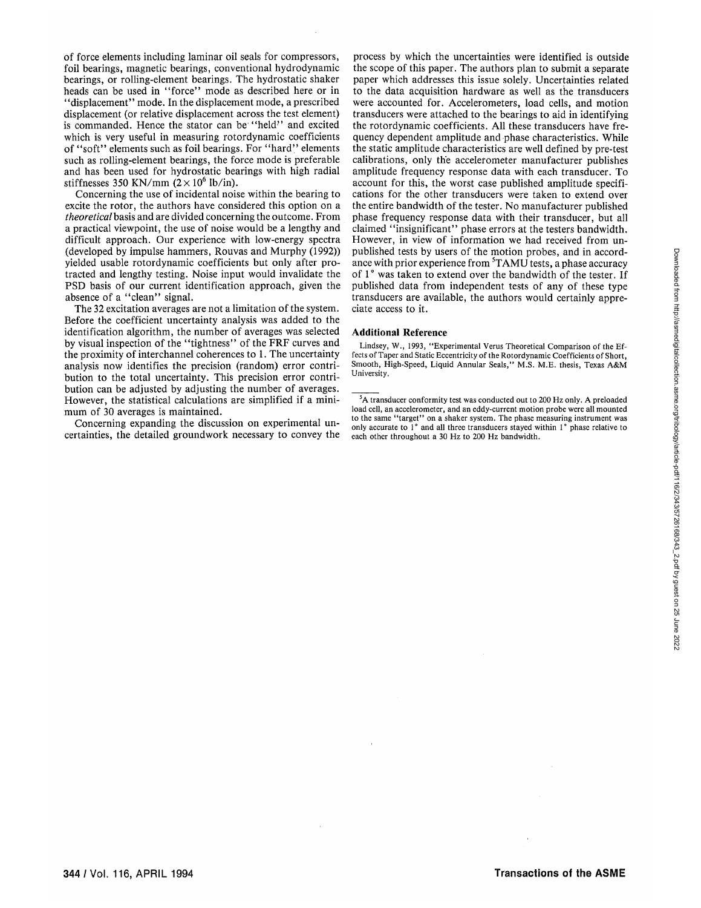of force elements including laminar oil seals for compressors, foil bearings, magnetic bearings, conventional hydrodynamic bearings, or rolling-element bearings. The hydrostatic shaker heads can be used in "force" mode as described here or in "displacement" mode. In the displacement mode, a prescribed displacement (or relative displacement across the test element) is commanded. Hence the stator can be "held" and excited which is very useful in measuring rotordynamic coefficients of "soft" elements such as foil bearings. For "hard" elements such as rolling-element bearings, the force mode is preferable and has been used for hydrostatic bearings with high radial stiffnesses 350 KN/mm ($2 \times 10^6$ lb/in).

Concerning the use of incidental noise within the bearing to excite the rotor, the authors have considered this option on a *theoretical* basis and are divided concerning the outcome. From a practical viewpoint, the use of noise would be a lengthy and difficult approach. Our experience with low-energy spectra (developed by impulse hammers, Rouvas and Murphy (1992)) yielded usable rotordynamic coefficients but only after protracted and lengthy testing. Noise input would invalidate the PSD basis of our current identification approach, given the absence of a "clean" signal.

The 32 excitation averages are not a limitation of the system. Before the coefficient uncertainty analysis was added to the identification algorithm, the number of averages was selected by visual inspection of the "tightness" of the FRF curves and the proximity of interchannel coherences to 1. The uncertainty analysis now identifies the precision (random) error contribution to the total uncertainty. This precision error contribution can be adjusted by adjusting the number of averages. However, the statistical calculations are simplified if a minimum of 30 averages is maintained.

Concerning expanding the discussion on experimental uncertainties, the detailed groundwork necessary to convey the process by which the uncertainties were identified is outside the scope of this paper. The authors plan to submit a separate paper which addresses this issue solely. Uncertainties related to the data acquisition hardware as well as the transducers were accounted for. Accelerometers, load cells, and motion transducers were attached to the bearings to aid in identifying the rotordynamic coefficients. All these transducers have frequency dependent amplitude and phase characteristics. While the static amplitude characteristics are well defined by pre-test calibrations, only the accelerometer manufacturer publishes amplitude frequency response data with each transducer. To account for this, the worst case published amplitude specifications for the other transducers were taken to extend over the entire bandwidth of the tester. No manufacturer published phase frequency response data with their transducer, but all claimed "insignificant" phase errors at the testers bandwidth. However, in view of information we had received from unpublished tests by users of the motion probes, and in accordance with prior experience from TAMU[5] tests, a phase accuracy of 1° was taken to extend over the bandwidth of the tester. If published data from independent tests of any of these type transducers are available, the authors would certainly appreciate access to it.

## Additional Reference

Lindsey, W., 1993, "Experimental Verus Theoretical Comparison of the Effects of Taper and Static Eccentricity of the Rotordynamic Coefficients of Short, Smooth, High-Speed, Liquid Annular Seals," M.S. M.E. thesis, Texas A&M University.

---

[5] A transducer conformity test was conducted out to 200 Hz only. A preloaded load cell, an accelerometer, and an eddy-current motion probe were all mounted to the same "target" on a shaker system. The phase measuring instrument was only accurate to 1° and all three transducers stayed within 1° phase relative to each other throughout a 30 Hz to 200 Hz bandwidth.